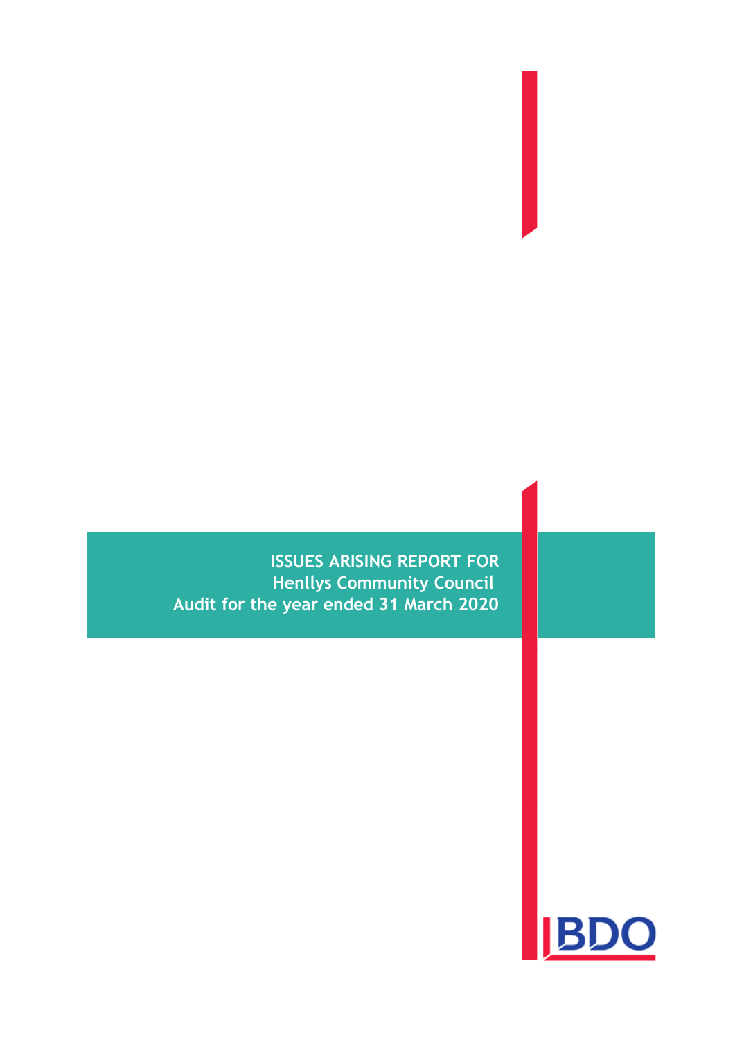# ISSUES ARISING REPORT FOR
## Henllys Community Council
## Audit for the year ended 31 March 2020

BDO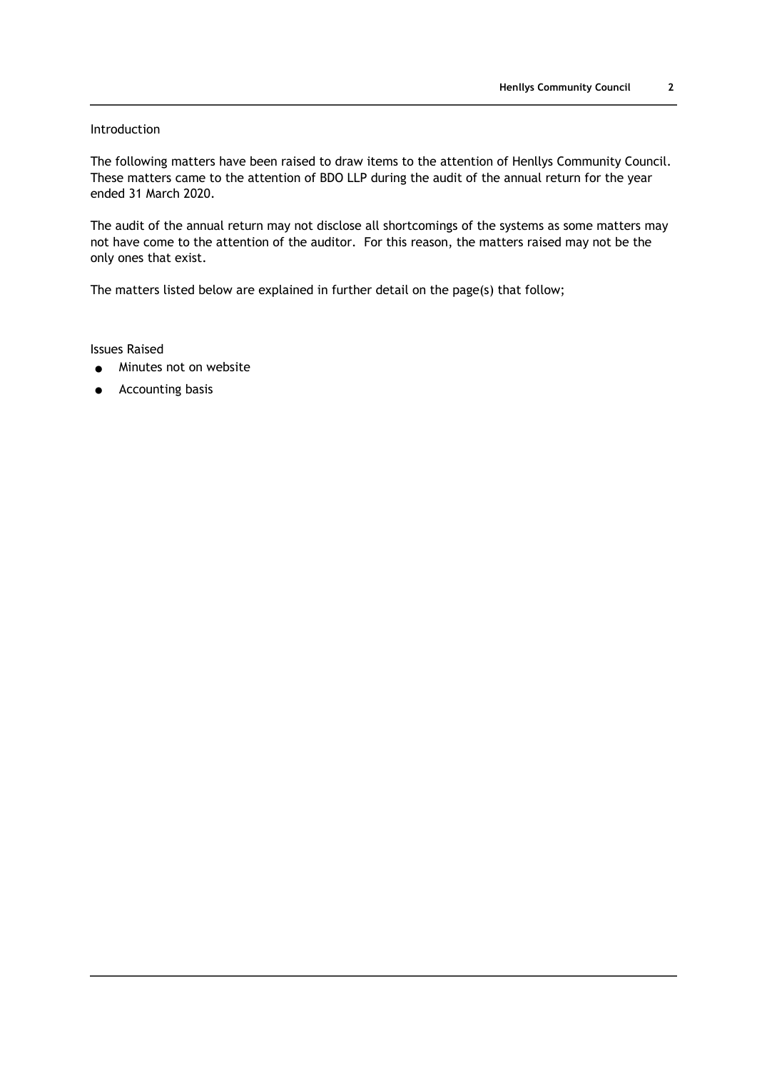Introduction

The following matters have been raised to draw items to the attention of Henllys Community Council. These matters came to the attention of BDO LLP during the audit of the annual return for the year ended 31 March 2020.

The audit of the annual return may not disclose all shortcomings of the systems as some matters may not have come to the attention of the auditor. For this reason, the matters raised may not be the only ones that exist.

The matters listed below are explained in further detail on the page(s) that follow;

Issues Raised

- Minutes not on website
- Accounting basis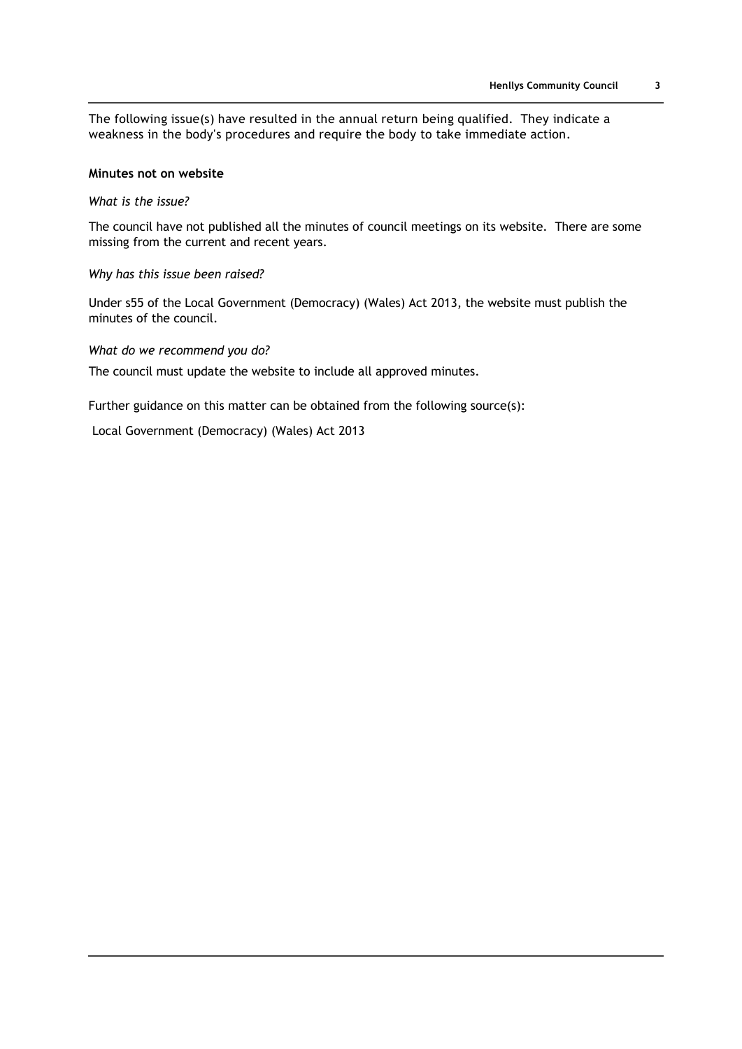The following issue(s) have resulted in the annual return being qualified. They indicate a weakness in the body's procedures and require the body to take immediate action.

**Minutes not on website**

*What is the issue?*

The council have not published all the minutes of council meetings on its website. There are some missing from the current and recent years.

*Why has this issue been raised?*

Under s55 of the Local Government (Democracy) (Wales) Act 2013, the website must publish the minutes of the council.

*What do we recommend you do?*

The council must update the website to include all approved minutes.

Further guidance on this matter can be obtained from the following source(s):

Local Government (Democracy) (Wales) Act 2013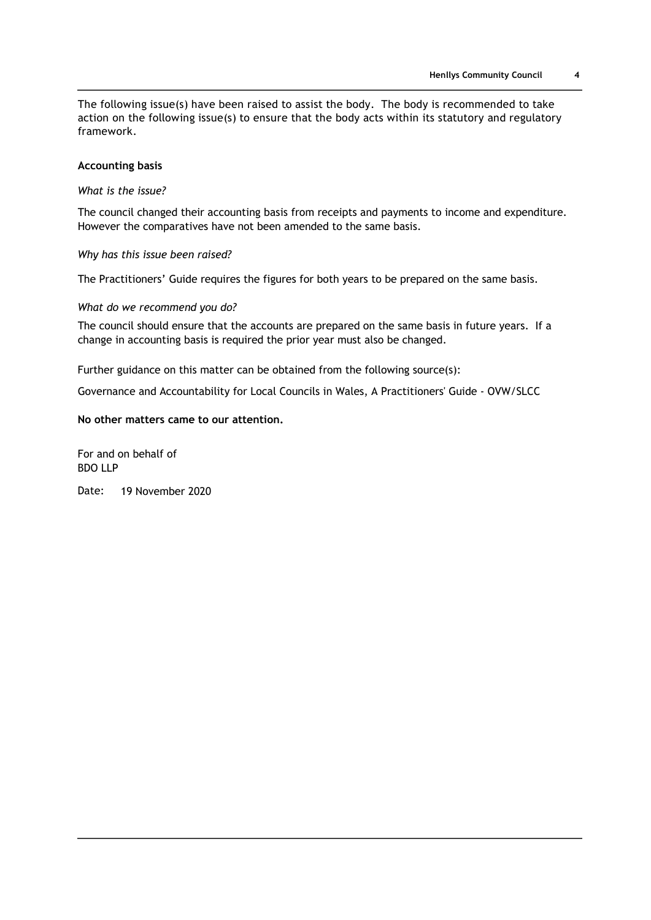The following issue(s) have been raised to assist the body. The body is recommended to take action on the following issue(s) to ensure that the body acts within its statutory and regulatory framework.

**Accounting basis**

*What is the issue?*

The council changed their accounting basis from receipts and payments to income and expenditure. However the comparatives have not been amended to the same basis.

*Why has this issue been raised?*

The Practitioners' Guide requires the figures for both years to be prepared on the same basis.

*What do we recommend you do?*

The council should ensure that the accounts are prepared on the same basis in future years. If a change in accounting basis is required the prior year must also be changed.

Further guidance on this matter can be obtained from the following source(s):

Governance and Accountability for Local Councils in Wales, A Practitioners' Guide - OVW/SLCC

**No other matters came to our attention.**

For and on behalf of
BDO LLP

Date: 19 November 2020